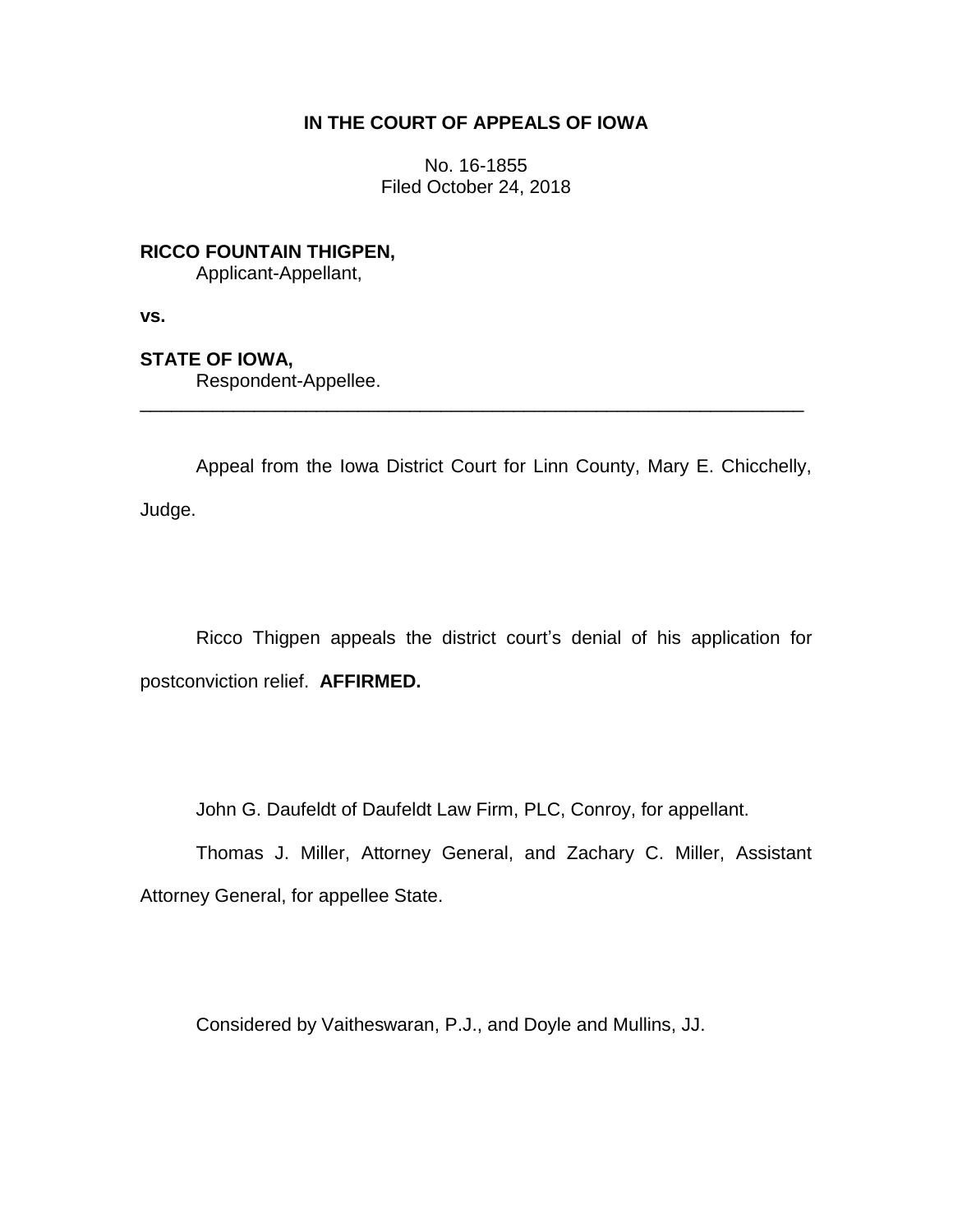# IN THE COURT OF APPEALS OF IOWA

No. 16-1855
Filed October 24, 2018

**RICCO FOUNTAIN THIGPEN,**
Applicant-Appellant,

**vs.**

**STATE OF IOWA,**
Respondent-Appellee.

---

Appeal from the Iowa District Court for Linn County, Mary E. Chicchelly, Judge.

Ricco Thigpen appeals the district court's denial of his application for postconviction relief. **AFFIRMED.**

John G. Daufeldt of Daufeldt Law Firm, PLC, Conroy, for appellant.

Thomas J. Miller, Attorney General, and Zachary C. Miller, Assistant Attorney General, for appellee State.

Considered by Vaitheswaran, P.J., and Doyle and Mullins, JJ.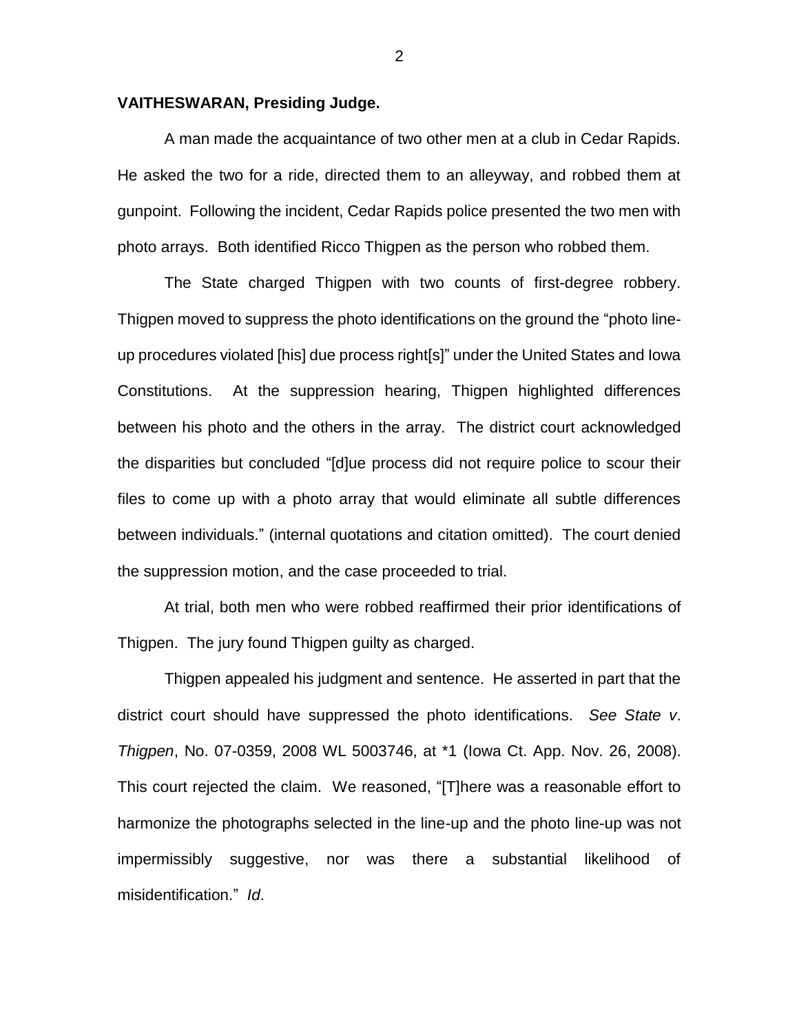**VAITHESWARAN, Presiding Judge.**

A man made the acquaintance of two other men at a club in Cedar Rapids. He asked the two for a ride, directed them to an alleyway, and robbed them at gunpoint. Following the incident, Cedar Rapids police presented the two men with photo arrays. Both identified Ricco Thigpen as the person who robbed them.

The State charged Thigpen with two counts of first-degree robbery. Thigpen moved to suppress the photo identifications on the ground the "photo line-up procedures violated [his] due process right[s]" under the United States and Iowa Constitutions. At the suppression hearing, Thigpen highlighted differences between his photo and the others in the array. The district court acknowledged the disparities but concluded "[d]ue process did not require police to scour their files to come up with a photo array that would eliminate all subtle differences between individuals." (internal quotations and citation omitted). The court denied the suppression motion, and the case proceeded to trial.

At trial, both men who were robbed reaffirmed their prior identifications of Thigpen. The jury found Thigpen guilty as charged.

Thigpen appealed his judgment and sentence. He asserted in part that the district court should have suppressed the photo identifications. *See State v. Thigpen*, No. 07-0359, 2008 WL 5003746, at *1 (Iowa Ct. App. Nov. 26, 2008). This court rejected the claim. We reasoned, "[T]here was a reasonable effort to harmonize the photographs selected in the line-up and the photo line-up was not impermissibly suggestive, nor was there a substantial likelihood of misidentification." *Id*.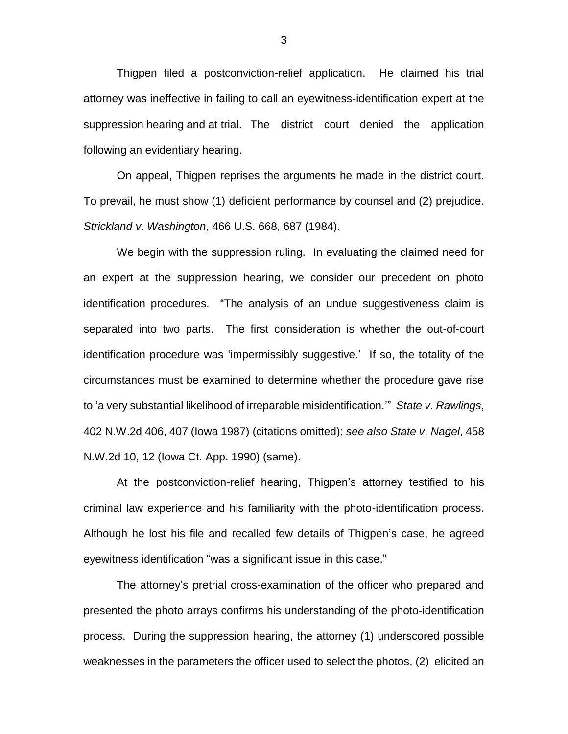Thigpen filed a postconviction-relief application. He claimed his trial attorney was ineffective in failing to call an eyewitness-identification expert at the suppression hearing and at trial. The district court denied the application following an evidentiary hearing.

On appeal, Thigpen reprises the arguments he made in the district court. To prevail, he must show (1) deficient performance by counsel and (2) prejudice. *Strickland v. Washington*, 466 U.S. 668, 687 (1984).

We begin with the suppression ruling. In evaluating the claimed need for an expert at the suppression hearing, we consider our precedent on photo identification procedures. "The analysis of an undue suggestiveness claim is separated into two parts. The first consideration is whether the out-of-court identification procedure was 'impermissibly suggestive.' If so, the totality of the circumstances must be examined to determine whether the procedure gave rise to 'a very substantial likelihood of irreparable misidentification.'" *State v. Rawlings*, 402 N.W.2d 406, 407 (Iowa 1987) (citations omitted); *see also State v. Nagel*, 458 N.W.2d 10, 12 (Iowa Ct. App. 1990) (same).

At the postconviction-relief hearing, Thigpen's attorney testified to his criminal law experience and his familiarity with the photo-identification process. Although he lost his file and recalled few details of Thigpen's case, he agreed eyewitness identification "was a significant issue in this case."

The attorney's pretrial cross-examination of the officer who prepared and presented the photo arrays confirms his understanding of the photo-identification process. During the suppression hearing, the attorney (1) underscored possible weaknesses in the parameters the officer used to select the photos, (2) elicited an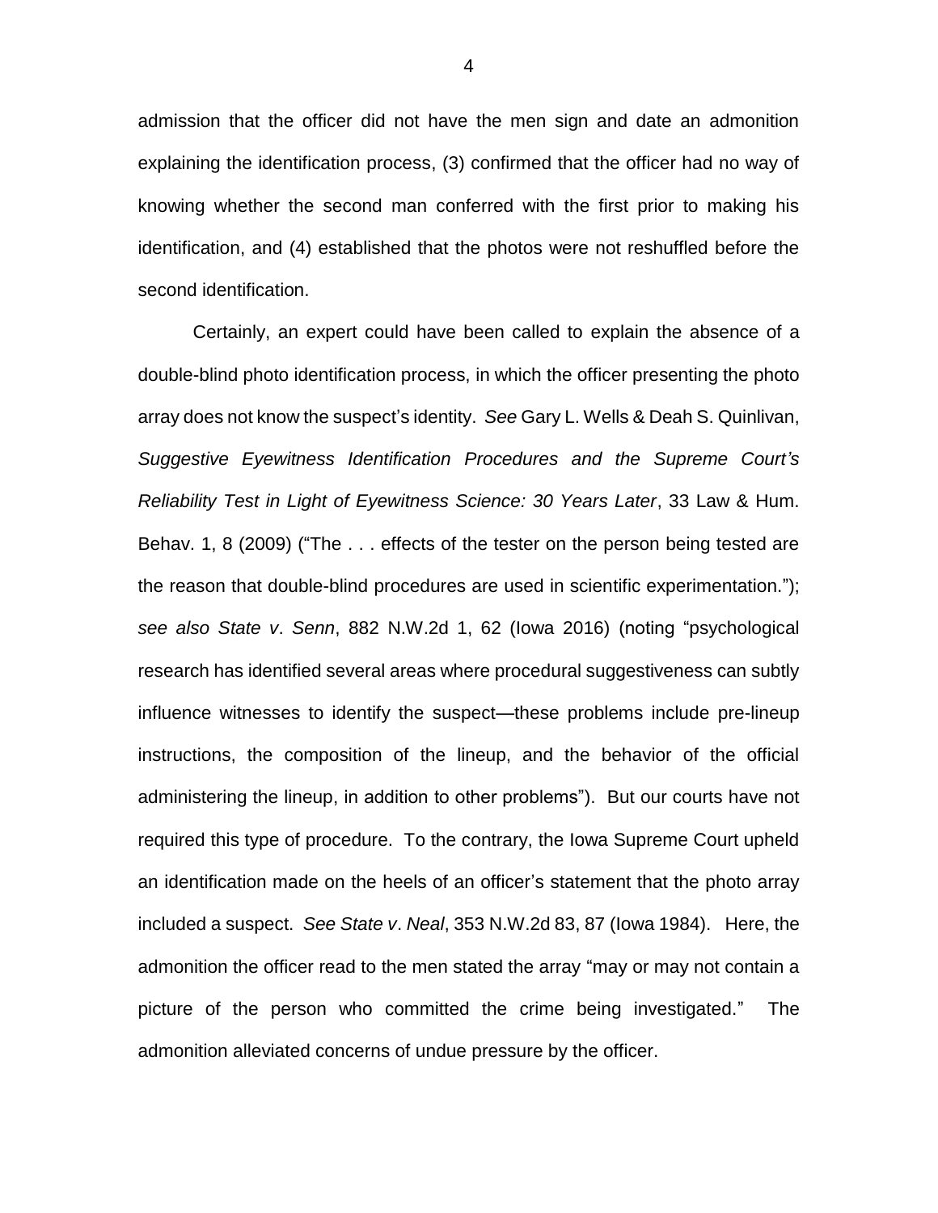admission that the officer did not have the men sign and date an admonition explaining the identification process, (3) confirmed that the officer had no way of knowing whether the second man conferred with the first prior to making his identification, and (4) established that the photos were not reshuffled before the second identification.

Certainly, an expert could have been called to explain the absence of a double-blind photo identification process, in which the officer presenting the photo array does not know the suspect's identity. *See* Gary L. Wells & Deah S. Quinlivan, *Suggestive Eyewitness Identification Procedures and the Supreme Court's Reliability Test in Light of Eyewitness Science: 30 Years Later*, 33 Law & Hum. Behav. 1, 8 (2009) ("The . . . effects of the tester on the person being tested are the reason that double-blind procedures are used in scientific experimentation."); *see also State v*. *Senn*, 882 N.W.2d 1, 62 (Iowa 2016) (noting "psychological research has identified several areas where procedural suggestiveness can subtly influence witnesses to identify the suspect—these problems include pre-lineup instructions, the composition of the lineup, and the behavior of the official administering the lineup, in addition to other problems"). But our courts have not required this type of procedure. To the contrary, the Iowa Supreme Court upheld an identification made on the heels of an officer's statement that the photo array included a suspect. *See State v*. *Neal*, 353 N.W.2d 83, 87 (Iowa 1984). Here, the admonition the officer read to the men stated the array "may or may not contain a picture of the person who committed the crime being investigated." The admonition alleviated concerns of undue pressure by the officer.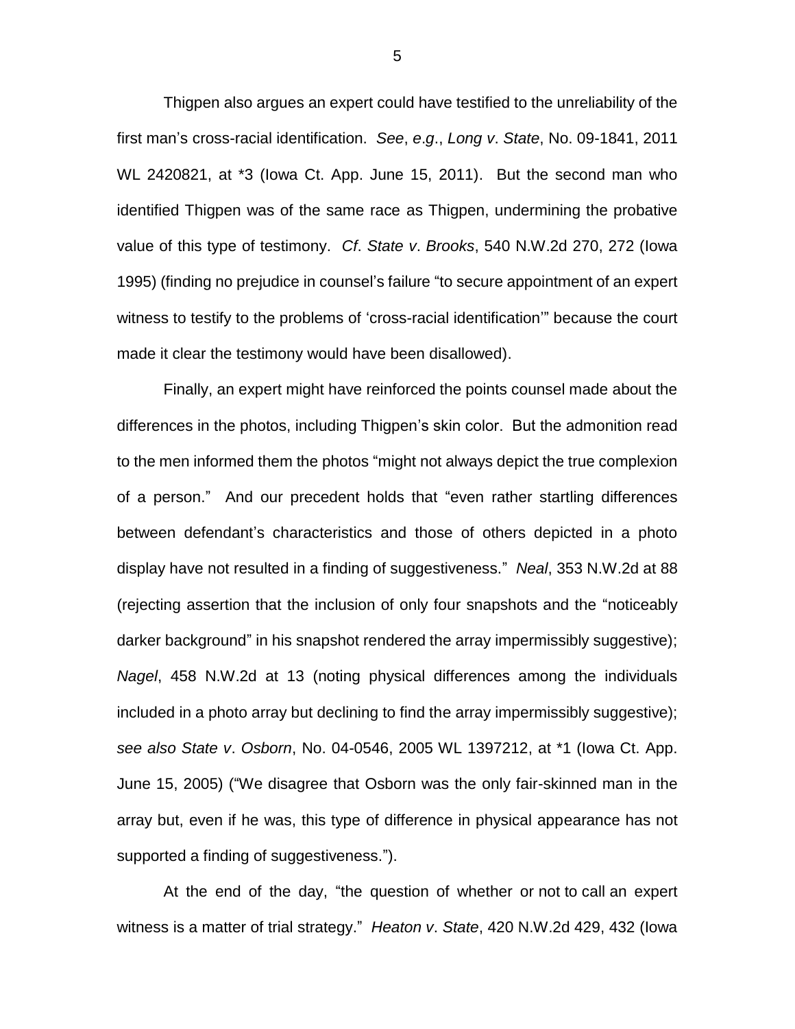Thigpen also argues an expert could have testified to the unreliability of the first man's cross-racial identification. *See*, *e.g*., *Long v*. *State*, No. 09-1841, 2011 WL 2420821, at *3 (Iowa Ct. App. June 15, 2011). But the second man who identified Thigpen was of the same race as Thigpen, undermining the probative value of this type of testimony. *Cf*. *State v*. *Brooks*, 540 N.W.2d 270, 272 (Iowa 1995) (finding no prejudice in counsel's failure "to secure appointment of an expert witness to testify to the problems of 'cross-racial identification'" because the court made it clear the testimony would have been disallowed).

Finally, an expert might have reinforced the points counsel made about the differences in the photos, including Thigpen's skin color. But the admonition read to the men informed them the photos "might not always depict the true complexion of a person." And our precedent holds that "even rather startling differences between defendant's characteristics and those of others depicted in a photo display have not resulted in a finding of suggestiveness." *Neal*, 353 N.W.2d at 88 (rejecting assertion that the inclusion of only four snapshots and the "noticeably darker background" in his snapshot rendered the array impermissibly suggestive); *Nagel*, 458 N.W.2d at 13 (noting physical differences among the individuals included in a photo array but declining to find the array impermissibly suggestive); *see also State v*. *Osborn*, No. 04-0546, 2005 WL 1397212, at *1 (Iowa Ct. App. June 15, 2005) ("We disagree that Osborn was the only fair-skinned man in the array but, even if he was, this type of difference in physical appearance has not supported a finding of suggestiveness.").

At the end of the day, "the question of whether or not to call an expert witness is a matter of trial strategy." *Heaton v*. *State*, 420 N.W.2d 429, 432 (Iowa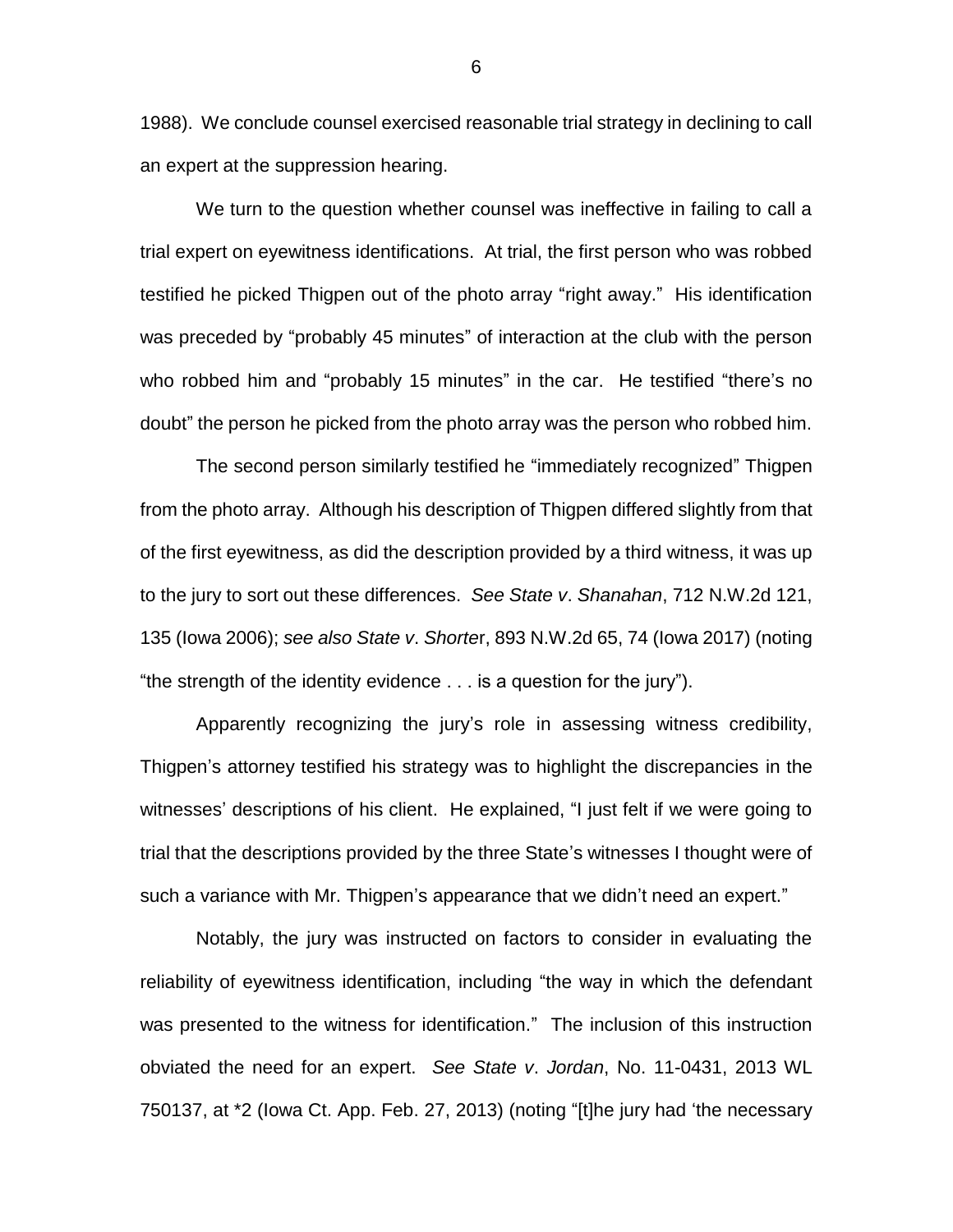1988). We conclude counsel exercised reasonable trial strategy in declining to call an expert at the suppression hearing.

We turn to the question whether counsel was ineffective in failing to call a trial expert on eyewitness identifications. At trial, the first person who was robbed testified he picked Thigpen out of the photo array "right away." His identification was preceded by "probably 45 minutes" of interaction at the club with the person who robbed him and "probably 15 minutes" in the car. He testified "there's no doubt" the person he picked from the photo array was the person who robbed him.

The second person similarly testified he "immediately recognized" Thigpen from the photo array. Although his description of Thigpen differed slightly from that of the first eyewitness, as did the description provided by a third witness, it was up to the jury to sort out these differences. *See State v. Shanahan*, 712 N.W.2d 121, 135 (Iowa 2006); *see also State v. Shorter*, 893 N.W.2d 65, 74 (Iowa 2017) (noting "the strength of the identity evidence . . . is a question for the jury").

Apparently recognizing the jury's role in assessing witness credibility, Thigpen's attorney testified his strategy was to highlight the discrepancies in the witnesses' descriptions of his client. He explained, "I just felt if we were going to trial that the descriptions provided by the three State's witnesses I thought were of such a variance with Mr. Thigpen's appearance that we didn't need an expert."

Notably, the jury was instructed on factors to consider in evaluating the reliability of eyewitness identification, including "the way in which the defendant was presented to the witness for identification." The inclusion of this instruction obviated the need for an expert. *See State v. Jordan*, No. 11-0431, 2013 WL 750137, at *2 (Iowa Ct. App. Feb. 27, 2013) (noting "[t]he jury had 'the necessary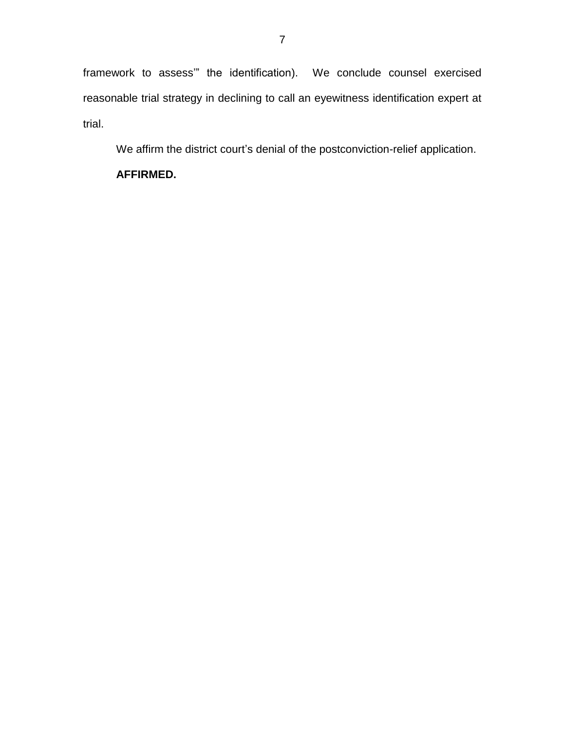framework to assess'" the identification). We conclude counsel exercised reasonable trial strategy in declining to call an eyewitness identification expert at trial.

We affirm the district court's denial of the postconviction-relief application.

**AFFIRMED.**